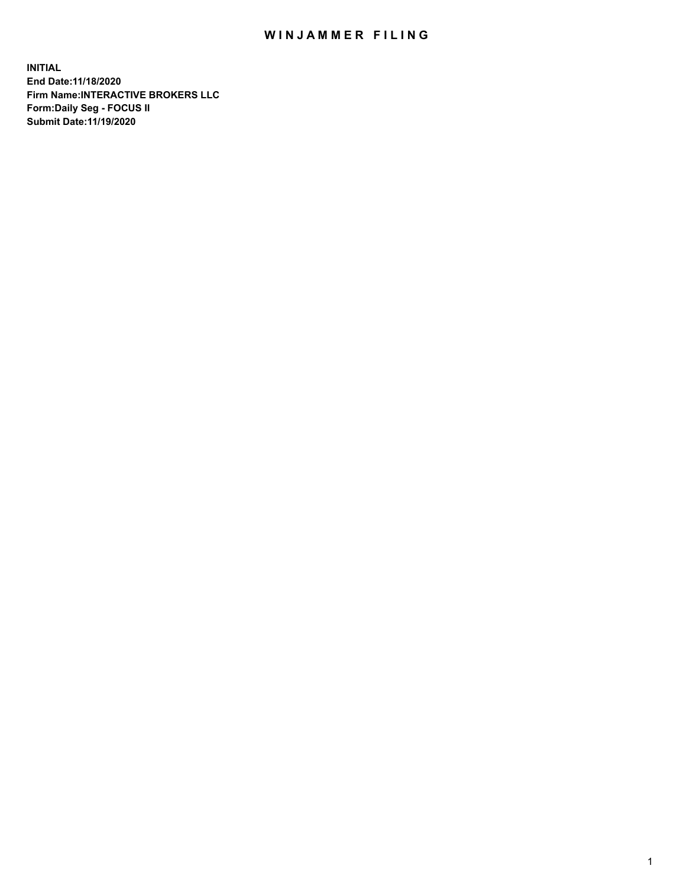# WINJAMMER FILING

**INITIAL**
**End Date:11/18/2020**
**Firm Name:INTERACTIVE BROKERS LLC**
**Form:Daily Seg - FOCUS II**
**Submit Date:11/19/2020**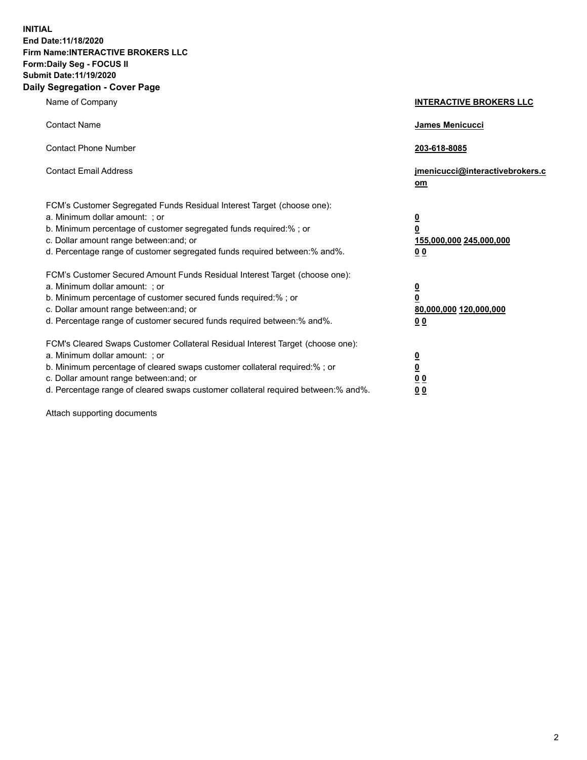**INITIAL**
**End Date:11/18/2020**
**Firm Name:INTERACTIVE BROKERS LLC**
**Form:Daily Seg - FOCUS II**
**Submit Date:11/19/2020**

## Daily Segregation - Cover Page

| | |
|---|---|
| Name of Company | **INTERACTIVE BROKERS LLC** |
| Contact Name | **James Menicucci** |
| Contact Phone Number | **203-618-8085** |
| Contact Email Address | **jmenicucci@interactivebrokers.com** |

FCM's Customer Segregated Funds Residual Interest Target (choose one):

| | |
|---|---|
| a. Minimum dollar amount: ; or | **0** |
| b. Minimum percentage of customer segregated funds required:% ; or | **0** |
| c. Dollar amount range between:and; or | **155,000,000 245,000,000** |
| d. Percentage range of customer segregated funds required between:% and%. | **0 0** |

FCM's Customer Secured Amount Funds Residual Interest Target (choose one):

| | |
|---|---|
| a. Minimum dollar amount: ; or | **0** |
| b. Minimum percentage of customer secured funds required:% ; or | **0** |
| c. Dollar amount range between:and; or | **80,000,000 120,000,000** |
| d. Percentage range of customer secured funds required between:% and%. | **0 0** |

FCM's Cleared Swaps Customer Collateral Residual Interest Target (choose one):

| | |
|---|---|
| a. Minimum dollar amount: ; or | **0** |
| b. Minimum percentage of cleared swaps customer collateral required:% ; or | **0** |
| c. Dollar amount range between:and; or | **0 0** |
| d. Percentage range of cleared swaps customer collateral required between:% and%. | **0 0** |

Attach supporting documents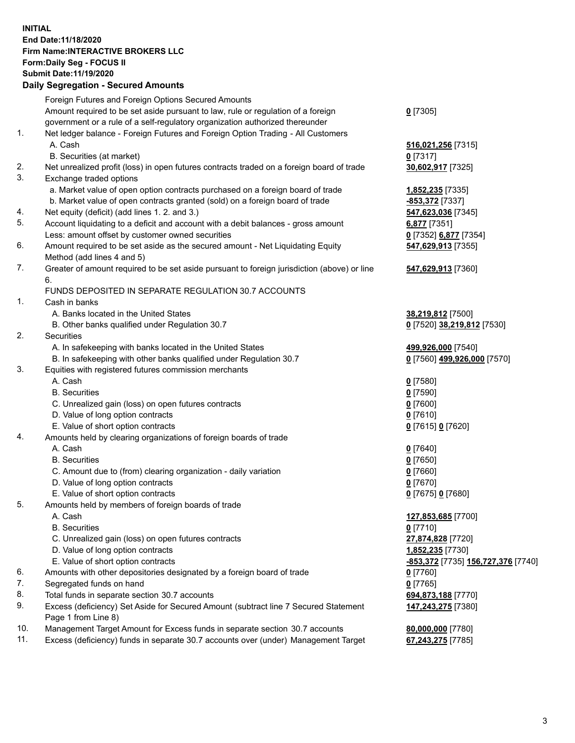**INITIAL**
**End Date:11/18/2020**
**Firm Name:INTERACTIVE BROKERS LLC**
**Form:Daily Seg - FOCUS II**
**Submit Date:11/19/2020**

**Daily Segregation - Secured Amounts**

| | | |
|---|---|---|
| | Foreign Futures and Foreign Options Secured Amounts | |
| | Amount required to be set aside pursuant to law, rule or regulation of a foreign government or a rule of a self-regulatory organization authorized thereunder | **0** [7305] |
| 1. | Net ledger balance - Foreign Futures and Foreign Option Trading - All Customers | |
| | A. Cash | **516,021,256** [7315] |
| | B. Securities (at market) | **0** [7317] |
| 2. | Net unrealized profit (loss) in open futures contracts traded on a foreign board of trade | **30,602,917** [7325] |
| 3. | Exchange traded options | |
| | a. Market value of open option contracts purchased on a foreign board of trade | **1,852,235** [7335] |
| | b. Market value of open contracts granted (sold) on a foreign board of trade | **-853,372** [7337] |
| 4. | Net equity (deficit) (add lines 1. 2. and 3.) | **547,623,036** [7345] |
| 5. | Account liquidating to a deficit and account with a debit balances - gross amount | **6,877** [7351] |
| | Less: amount offset by customer owned securities | **0** [7352] **6,877** [7354] |
| 6. | Amount required to be set aside as the secured amount - Net Liquidating Equity Method (add lines 4 and 5) | **547,629,913** [7355] |
| 7. | Greater of amount required to be set aside pursuant to foreign jurisdiction (above) or line 6. | **547,629,913** [7360] |
| | FUNDS DEPOSITED IN SEPARATE REGULATION 30.7 ACCOUNTS | |
| 1. | Cash in banks | |
| | A. Banks located in the United States | **38,219,812** [7500] |
| | B. Other banks qualified under Regulation 30.7 | **0** [7520] **38,219,812** [7530] |
| 2. | Securities | |
| | A. In safekeeping with banks located in the United States | **499,926,000** [7540] |
| | B. In safekeeping with other banks qualified under Regulation 30.7 | **0** [7560] **499,926,000** [7570] |
| 3. | Equities with registered futures commission merchants | |
| | A. Cash | **0** [7580] |
| | B. Securities | **0** [7590] |
| | C. Unrealized gain (loss) on open futures contracts | **0** [7600] |
| | D. Value of long option contracts | **0** [7610] |
| | E. Value of short option contracts | **0** [7615] **0** [7620] |
| 4. | Amounts held by clearing organizations of foreign boards of trade | |
| | A. Cash | **0** [7640] |
| | B. Securities | **0** [7650] |
| | C. Amount due to (from) clearing organization - daily variation | **0** [7660] |
| | D. Value of long option contracts | **0** [7670] |
| | E. Value of short option contracts | **0** [7675] **0** [7680] |
| 5. | Amounts held by members of foreign boards of trade | |
| | A. Cash | **127,853,685** [7700] |
| | B. Securities | **0** [7710] |
| | C. Unrealized gain (loss) on open futures contracts | **27,874,828** [7720] |
| | D. Value of long option contracts | **1,852,235** [7730] |
| | E. Value of short option contracts | **-853,372** [7735] **156,727,376** [7740] |
| 6. | Amounts with other depositories designated by a foreign board of trade | **0** [7760] |
| 7. | Segregated funds on hand | **0** [7765] |
| 8. | Total funds in separate section 30.7 accounts | **694,873,188** [7770] |
| 9. | Excess (deficiency) Set Aside for Secured Amount (subtract line 7 Secured Statement Page 1 from Line 8) | **147,243,275** [7380] |
| 10. | Management Target Amount for Excess funds in separate section 30.7 accounts | **80,000,000** [7780] |
| 11. | Excess (deficiency) funds in separate 30.7 accounts over (under) Management Target | **67,243,275** [7785] |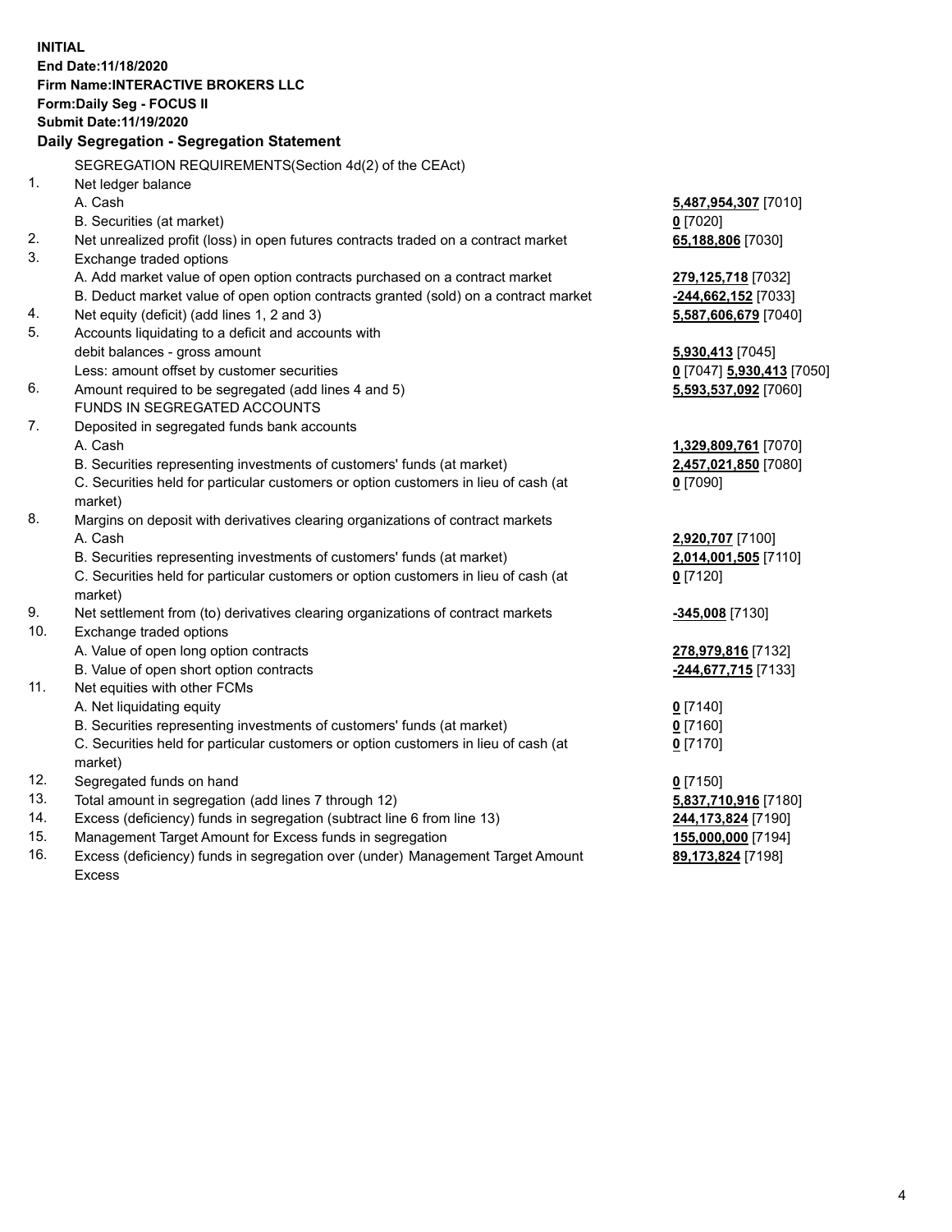**INITIAL**
**End Date:11/18/2020**
**Firm Name:INTERACTIVE BROKERS LLC**
**Form:Daily Seg - FOCUS II**
**Submit Date:11/19/2020**

**Daily Segregation - Segregation Statement**

SEGREGATION REQUIREMENTS(Section 4d(2) of the CEAct)

| | | |
|---|---|---|
| 1. | Net ledger balance | |
| | A. Cash | **5,487,954,307** [7010] |
| | B. Securities (at market) | **0** [7020] |
| 2. | Net unrealized profit (loss) in open futures contracts traded on a contract market | **65,188,806** [7030] |
| 3. | Exchange traded options | |
| | A. Add market value of open option contracts purchased on a contract market | **279,125,718** [7032] |
| | B. Deduct market value of open option contracts granted (sold) on a contract market | **-244,662,152** [7033] |
| 4. | Net equity (deficit) (add lines 1, 2 and 3) | **5,587,606,679** [7040] |
| 5. | Accounts liquidating to a deficit and accounts with debit balances - gross amount | **5,930,413** [7045] |
| | Less: amount offset by customer securities | **0** [7047] **5,930,413** [7050] |
| 6. | Amount required to be segregated (add lines 4 and 5) | **5,593,537,092** [7060] |
| | FUNDS IN SEGREGATED ACCOUNTS | |
| 7. | Deposited in segregated funds bank accounts | |
| | A. Cash | **1,329,809,761** [7070] |
| | B. Securities representing investments of customers' funds (at market) | **2,457,021,850** [7080] |
| | C. Securities held for particular customers or option customers in lieu of cash (at market) | **0** [7090] |
| 8. | Margins on deposit with derivatives clearing organizations of contract markets | |
| | A. Cash | **2,920,707** [7100] |
| | B. Securities representing investments of customers' funds (at market) | **2,014,001,505** [7110] |
| | C. Securities held for particular customers or option customers in lieu of cash (at market) | **0** [7120] |
| 9. | Net settlement from (to) derivatives clearing organizations of contract markets | **-345,008** [7130] |
| 10. | Exchange traded options | |
| | A. Value of open long option contracts | **278,979,816** [7132] |
| | B. Value of open short option contracts | **-244,677,715** [7133] |
| 11. | Net equities with other FCMs | |
| | A. Net liquidating equity | **0** [7140] |
| | B. Securities representing investments of customers' funds (at market) | **0** [7160] |
| | C. Securities held for particular customers or option customers in lieu of cash (at market) | **0** [7170] |
| 12. | Segregated funds on hand | **0** [7150] |
| 13. | Total amount in segregation (add lines 7 through 12) | **5,837,710,916** [7180] |
| 14. | Excess (deficiency) funds in segregation (subtract line 6 from line 13) | **244,173,824** [7190] |
| 15. | Management Target Amount for Excess funds in segregation | **155,000,000** [7194] |
| 16. | Excess (deficiency) funds in segregation over (under) Management Target Amount Excess | **89,173,824** [7198] |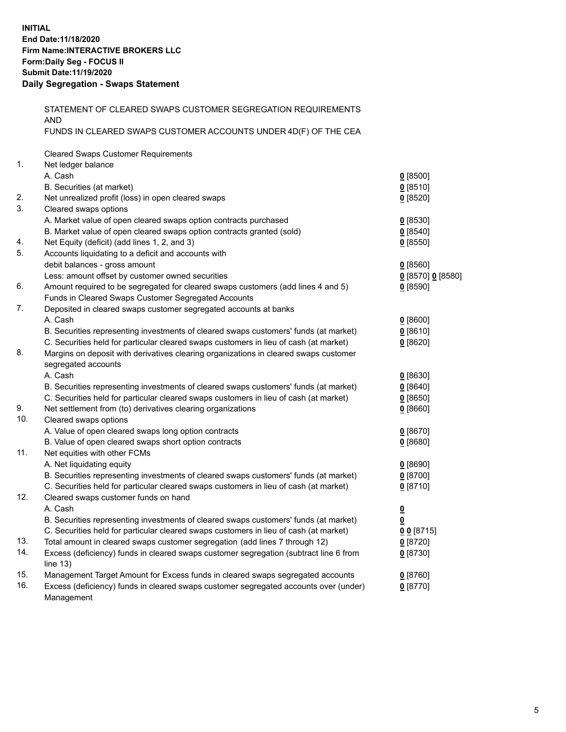**INITIAL**
**End Date:11/18/2020**
**Firm Name:INTERACTIVE BROKERS LLC**
**Form:Daily Seg - FOCUS II**
**Submit Date:11/19/2020**
**Daily Segregation - Swaps Statement**

STATEMENT OF CLEARED SWAPS CUSTOMER SEGREGATION REQUIREMENTS AND FUNDS IN CLEARED SWAPS CUSTOMER ACCOUNTS UNDER 4D(F) OF THE CEA

| | | |
|---|---|---|
| | Cleared Swaps Customer Requirements | |
| 1. | Net ledger balance | |
| | A. Cash | 0 [8500] |
| | B. Securities (at market) | 0 [8510] |
| 2. | Net unrealized profit (loss) in open cleared swaps | 0 [8520] |
| 3. | Cleared swaps options | |
| | A. Market value of open cleared swaps option contracts purchased | 0 [8530] |
| | B. Market value of open cleared swaps option contracts granted (sold) | 0 [8540] |
| 4. | Net Equity (deficit) (add lines 1, 2, and 3) | 0 [8550] |
| 5. | Accounts liquidating to a deficit and accounts with | |
| | debit balances - gross amount | 0 [8560] |
| | Less: amount offset by customer owned securities | 0 [8570] 0 [8580] |
| 6. | Amount required to be segregated for cleared swaps customers (add lines 4 and 5) | 0 [8590] |
| | Funds in Cleared Swaps Customer Segregated Accounts | |
| 7. | Deposited in cleared swaps customer segregated accounts at banks | |
| | A. Cash | 0 [8600] |
| | B. Securities representing investments of cleared swaps customers' funds (at market) | 0 [8610] |
| | C. Securities held for particular cleared swaps customers in lieu of cash (at market) | 0 [8620] |
| 8. | Margins on deposit with derivatives clearing organizations in cleared swaps customer segregated accounts | |
| | A. Cash | 0 [8630] |
| | B. Securities representing investments of cleared swaps customers' funds (at market) | 0 [8640] |
| | C. Securities held for particular cleared swaps customers in lieu of cash (at market) | 0 [8650] |
| 9. | Net settlement from (to) derivatives clearing organizations | 0 [8660] |
| 10. | Cleared swaps options | |
| | A. Value of open cleared swaps long option contracts | 0 [8670] |
| | B. Value of open cleared swaps short option contracts | 0 [8680] |
| 11. | Net equities with other FCMs | |
| | A. Net liquidating equity | 0 [8690] |
| | B. Securities representing investments of cleared swaps customers' funds (at market) | 0 [8700] |
| | C. Securities held for particular cleared swaps customers in lieu of cash (at market) | 0 [8710] |
| 12. | Cleared swaps customer funds on hand | |
| | A. Cash | 0 |
| | B. Securities representing investments of cleared swaps customers' funds (at market) | 0 |
| | C. Securities held for particular cleared swaps customers in lieu of cash (at market) | 0 0 [8715] |
| 13. | Total amount in cleared swaps customer segregation (add lines 7 through 12) | 0 [8720] |
| 14. | Excess (deficiency) funds in cleared swaps customer segregation (subtract line 6 from line 13) | 0 [8730] |
| 15. | Management Target Amount for Excess funds in cleared swaps segregated accounts | 0 [8760] |
| 16. | Excess (deficiency) funds in cleared swaps customer segregated accounts over (under) Management | 0 [8770] |